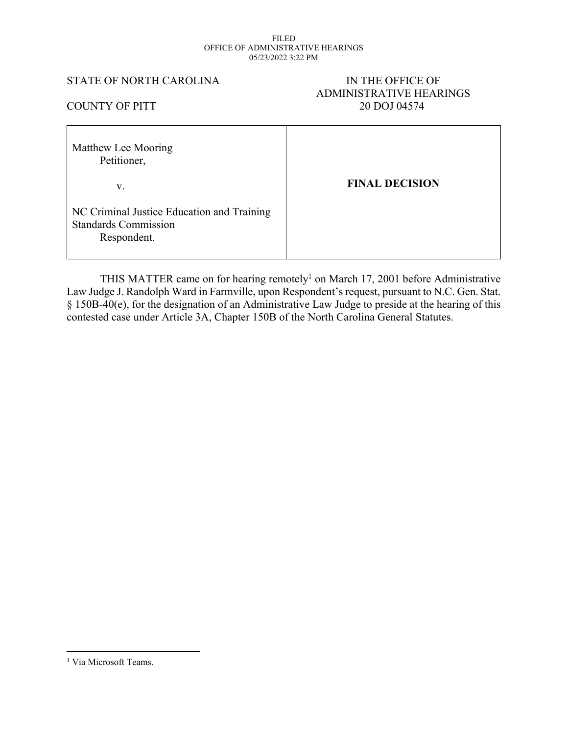FILED
OFFICE OF ADMINISTRATIVE HEARINGS
05/23/2022 3:22 PM

STATE OF NORTH CAROLINA

COUNTY OF PITT

IN THE OFFICE OF
ADMINISTRATIVE HEARINGS
20 DOJ 04574

| | |
|---|---|
| Matthew Lee Mooring<br>Petitioner,<br><br>v.<br><br>NC Criminal Justice Education and Training Standards Commission<br>Respondent. | **FINAL DECISION** |

THIS MATTER came on for hearing remotely[1] on March 17, 2001 before Administrative Law Judge J. Randolph Ward in Farmville, upon Respondent's request, pursuant to N.C. Gen. Stat. § 150B-40(e), for the designation of an Administrative Law Judge to preside at the hearing of this contested case under Article 3A, Chapter 150B of the North Carolina General Statutes.

[1] Via Microsoft Teams.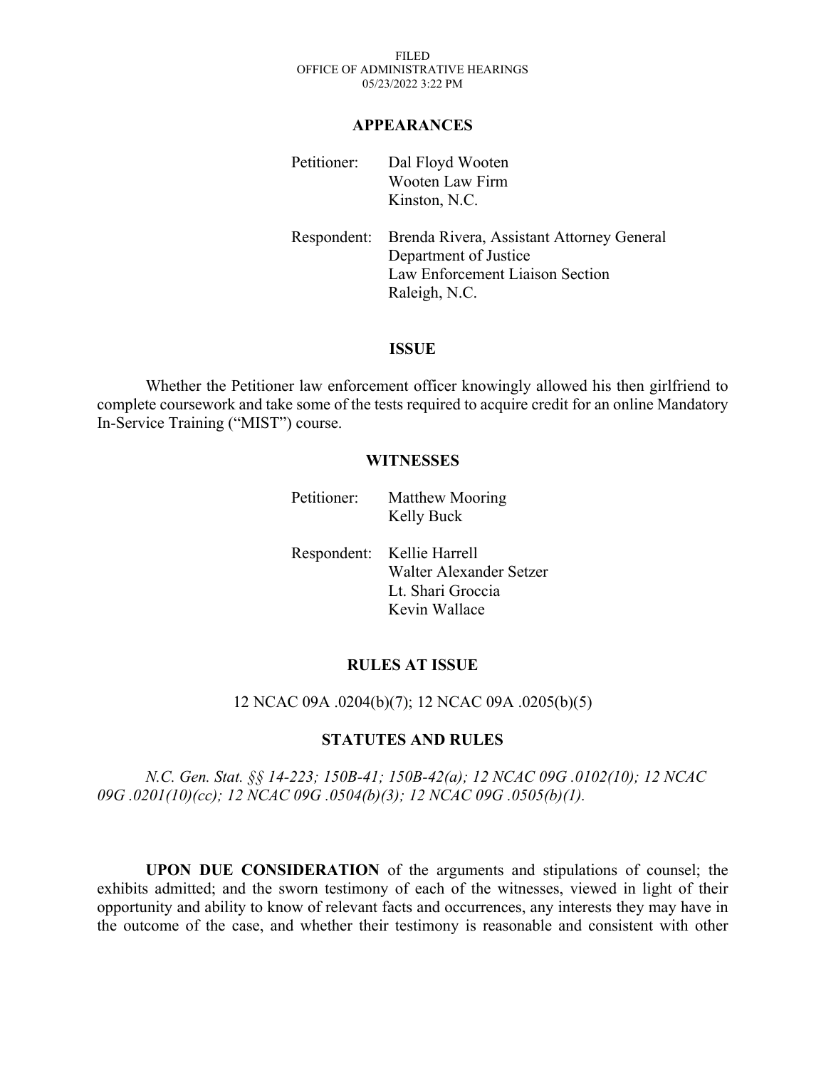FILED
OFFICE OF ADMINISTRATIVE HEARINGS
05/23/2022 3:22 PM

## APPEARANCES

Petitioner: Dal Floyd Wooten
Wooten Law Firm
Kinston, N.C.

Respondent: Brenda Rivera, Assistant Attorney General
Department of Justice
Law Enforcement Liaison Section
Raleigh, N.C.

## ISSUE

Whether the Petitioner law enforcement officer knowingly allowed his then girlfriend to complete coursework and take some of the tests required to acquire credit for an online Mandatory In-Service Training ("MIST") course.

## WITNESSES

Petitioner: Matthew Mooring
Kelly Buck

Respondent: Kellie Harrell
Walter Alexander Setzer
Lt. Shari Groccia
Kevin Wallace

## RULES AT ISSUE

12 NCAC 09A .0204(b)(7); 12 NCAC 09A .0205(b)(5)

## STATUTES AND RULES

*N.C. Gen. Stat. §§ 14-223; 150B-41; 150B-42(a); 12 NCAC 09G .0102(10); 12 NCAC 09G .0201(10)(cc); 12 NCAC 09G .0504(b)(3); 12 NCAC 09G .0505(b)(1).*

**UPON DUE CONSIDERATION** of the arguments and stipulations of counsel; the exhibits admitted; and the sworn testimony of each of the witnesses, viewed in light of their opportunity and ability to know of relevant facts and occurrences, any interests they may have in the outcome of the case, and whether their testimony is reasonable and consistent with other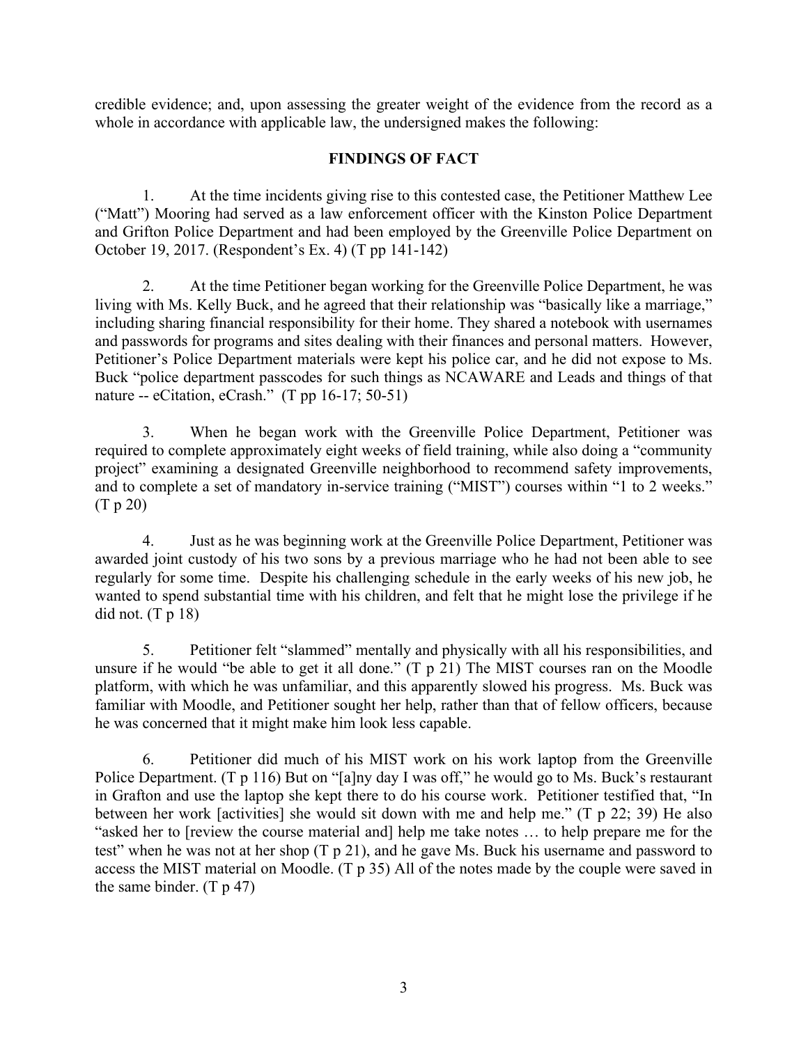credible evidence; and, upon assessing the greater weight of the evidence from the record as a whole in accordance with applicable law, the undersigned makes the following:

## FINDINGS OF FACT

1. At the time incidents giving rise to this contested case, the Petitioner Matthew Lee ("Matt") Mooring had served as a law enforcement officer with the Kinston Police Department and Grifton Police Department and had been employed by the Greenville Police Department on October 19, 2017. (Respondent's Ex. 4) (T pp 141-142)

2. At the time Petitioner began working for the Greenville Police Department, he was living with Ms. Kelly Buck, and he agreed that their relationship was "basically like a marriage," including sharing financial responsibility for their home. They shared a notebook with usernames and passwords for programs and sites dealing with their finances and personal matters. However, Petitioner's Police Department materials were kept his police car, and he did not expose to Ms. Buck "police department passcodes for such things as NCAWARE and Leads and things of that nature -- eCitation, eCrash." (T pp 16-17; 50-51)

3. When he began work with the Greenville Police Department, Petitioner was required to complete approximately eight weeks of field training, while also doing a "community project" examining a designated Greenville neighborhood to recommend safety improvements, and to complete a set of mandatory in-service training ("MIST") courses within "1 to 2 weeks." (T p 20)

4. Just as he was beginning work at the Greenville Police Department, Petitioner was awarded joint custody of his two sons by a previous marriage who he had not been able to see regularly for some time. Despite his challenging schedule in the early weeks of his new job, he wanted to spend substantial time with his children, and felt that he might lose the privilege if he did not. (T p 18)

5. Petitioner felt "slammed" mentally and physically with all his responsibilities, and unsure if he would "be able to get it all done." (T p 21) The MIST courses ran on the Moodle platform, with which he was unfamiliar, and this apparently slowed his progress. Ms. Buck was familiar with Moodle, and Petitioner sought her help, rather than that of fellow officers, because he was concerned that it might make him look less capable.

6. Petitioner did much of his MIST work on his work laptop from the Greenville Police Department. (T p 116) But on "[a]ny day I was off," he would go to Ms. Buck's restaurant in Grafton and use the laptop she kept there to do his course work. Petitioner testified that, "In between her work [activities] she would sit down with me and help me." (T p 22; 39) He also "asked her to [review the course material and] help me take notes … to help prepare me for the test" when he was not at her shop (T p 21), and he gave Ms. Buck his username and password to access the MIST material on Moodle. (T p 35) All of the notes made by the couple were saved in the same binder. (T p 47)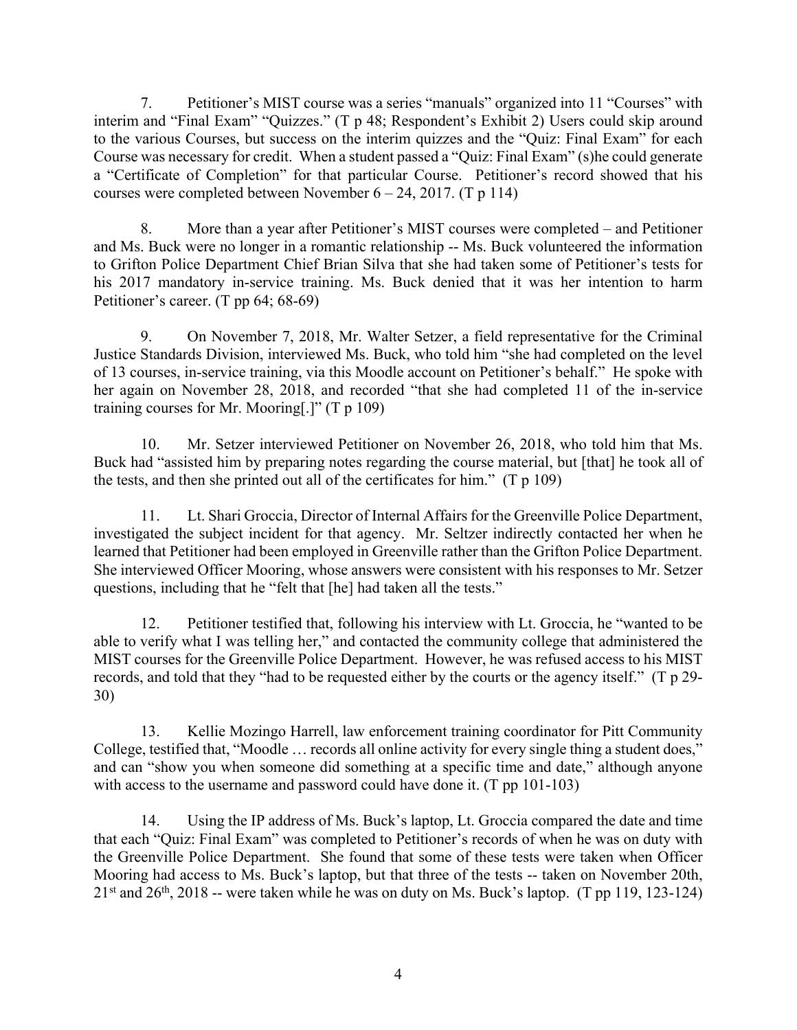7. Petitioner's MIST course was a series "manuals" organized into 11 "Courses" with interim and "Final Exam" "Quizzes." (T p 48; Respondent's Exhibit 2) Users could skip around to the various Courses, but success on the interim quizzes and the "Quiz: Final Exam" for each Course was necessary for credit. When a student passed a "Quiz: Final Exam" (s)he could generate a "Certificate of Completion" for that particular Course. Petitioner's record showed that his courses were completed between November 6 – 24, 2017. (T p 114)

8. More than a year after Petitioner's MIST courses were completed – and Petitioner and Ms. Buck were no longer in a romantic relationship -- Ms. Buck volunteered the information to Grifton Police Department Chief Brian Silva that she had taken some of Petitioner's tests for his 2017 mandatory in-service training. Ms. Buck denied that it was her intention to harm Petitioner's career. (T pp 64; 68-69)

9. On November 7, 2018, Mr. Walter Setzer, a field representative for the Criminal Justice Standards Division, interviewed Ms. Buck, who told him "she had completed on the level of 13 courses, in-service training, via this Moodle account on Petitioner's behalf." He spoke with her again on November 28, 2018, and recorded "that she had completed 11 of the in-service training courses for Mr. Mooring[.]" (T p 109)

10. Mr. Setzer interviewed Petitioner on November 26, 2018, who told him that Ms. Buck had "assisted him by preparing notes regarding the course material, but [that] he took all of the tests, and then she printed out all of the certificates for him." (T p 109)

11. Lt. Shari Groccia, Director of Internal Affairs for the Greenville Police Department, investigated the subject incident for that agency. Mr. Seltzer indirectly contacted her when he learned that Petitioner had been employed in Greenville rather than the Grifton Police Department. She interviewed Officer Mooring, whose answers were consistent with his responses to Mr. Setzer questions, including that he "felt that [he] had taken all the tests."

12. Petitioner testified that, following his interview with Lt. Groccia, he "wanted to be able to verify what I was telling her," and contacted the community college that administered the MIST courses for the Greenville Police Department. However, he was refused access to his MIST records, and told that they "had to be requested either by the courts or the agency itself." (T p 29-30)

13. Kellie Mozingo Harrell, law enforcement training coordinator for Pitt Community College, testified that, "Moodle … records all online activity for every single thing a student does," and can "show you when someone did something at a specific time and date," although anyone with access to the username and password could have done it. (T pp 101-103)

14. Using the IP address of Ms. Buck's laptop, Lt. Groccia compared the date and time that each "Quiz: Final Exam" was completed to Petitioner's records of when he was on duty with the Greenville Police Department. She found that some of these tests were taken when Officer Mooring had access to Ms. Buck's laptop, but that three of the tests -- taken on November 20th, 21st and 26th, 2018 -- were taken while he was on duty on Ms. Buck's laptop. (T pp 119, 123-124)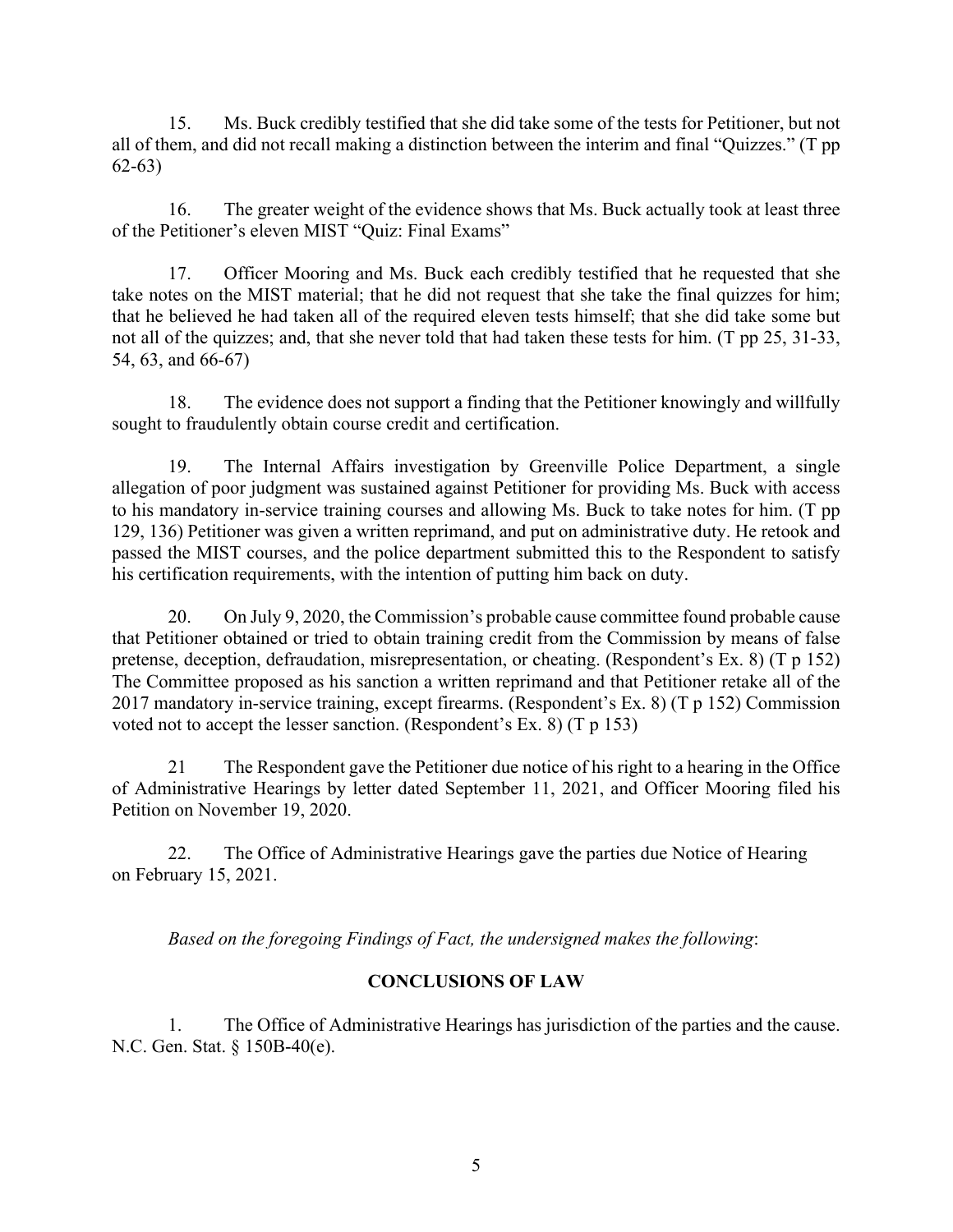15. Ms. Buck credibly testified that she did take some of the tests for Petitioner, but not all of them, and did not recall making a distinction between the interim and final "Quizzes." (T pp 62-63)

16. The greater weight of the evidence shows that Ms. Buck actually took at least three of the Petitioner's eleven MIST "Quiz: Final Exams"

17. Officer Mooring and Ms. Buck each credibly testified that he requested that she take notes on the MIST material; that he did not request that she take the final quizzes for him; that he believed he had taken all of the required eleven tests himself; that she did take some but not all of the quizzes; and, that she never told that had taken these tests for him. (T pp 25, 31-33, 54, 63, and 66-67)

18. The evidence does not support a finding that the Petitioner knowingly and willfully sought to fraudulently obtain course credit and certification.

19. The Internal Affairs investigation by Greenville Police Department, a single allegation of poor judgment was sustained against Petitioner for providing Ms. Buck with access to his mandatory in-service training courses and allowing Ms. Buck to take notes for him. (T pp 129, 136) Petitioner was given a written reprimand, and put on administrative duty. He retook and passed the MIST courses, and the police department submitted this to the Respondent to satisfy his certification requirements, with the intention of putting him back on duty.

20. On July 9, 2020, the Commission's probable cause committee found probable cause that Petitioner obtained or tried to obtain training credit from the Commission by means of false pretense, deception, defraudation, misrepresentation, or cheating. (Respondent's Ex. 8) (T p 152) The Committee proposed as his sanction a written reprimand and that Petitioner retake all of the 2017 mandatory in-service training, except firearms. (Respondent's Ex. 8) (T p 152) Commission voted not to accept the lesser sanction. (Respondent's Ex. 8) (T p 153)

21 The Respondent gave the Petitioner due notice of his right to a hearing in the Office of Administrative Hearings by letter dated September 11, 2021, and Officer Mooring filed his Petition on November 19, 2020.

22. The Office of Administrative Hearings gave the parties due Notice of Hearing on February 15, 2021.

*Based on the foregoing Findings of Fact, the undersigned makes the following*:

## CONCLUSIONS OF LAW

1. The Office of Administrative Hearings has jurisdiction of the parties and the cause. N.C. Gen. Stat. § 150B-40(e).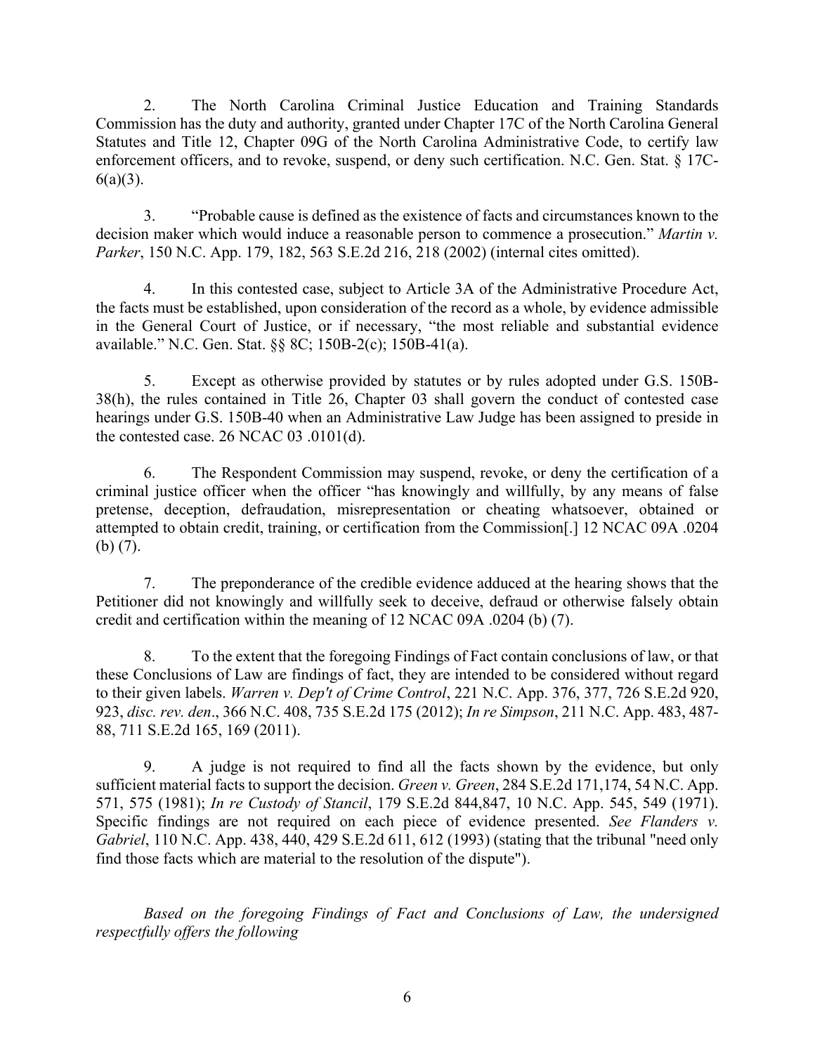2. The North Carolina Criminal Justice Education and Training Standards Commission has the duty and authority, granted under Chapter 17C of the North Carolina General Statutes and Title 12, Chapter 09G of the North Carolina Administrative Code, to certify law enforcement officers, and to revoke, suspend, or deny such certification. N.C. Gen. Stat. § 17C-6(a)(3).

3. "Probable cause is defined as the existence of facts and circumstances known to the decision maker which would induce a reasonable person to commence a prosecution." *Martin v. Parker*, 150 N.C. App. 179, 182, 563 S.E.2d 216, 218 (2002) (internal cites omitted).

4. In this contested case, subject to Article 3A of the Administrative Procedure Act, the facts must be established, upon consideration of the record as a whole, by evidence admissible in the General Court of Justice, or if necessary, "the most reliable and substantial evidence available." N.C. Gen. Stat. §§ 8C; 150B-2(c); 150B-41(a).

5. Except as otherwise provided by statutes or by rules adopted under G.S. 150B-38(h), the rules contained in Title 26, Chapter 03 shall govern the conduct of contested case hearings under G.S. 150B-40 when an Administrative Law Judge has been assigned to preside in the contested case. 26 NCAC 03 .0101(d).

6. The Respondent Commission may suspend, revoke, or deny the certification of a criminal justice officer when the officer "has knowingly and willfully, by any means of false pretense, deception, defraudation, misrepresentation or cheating whatsoever, obtained or attempted to obtain credit, training, or certification from the Commission[.] 12 NCAC 09A .0204 (b) (7).

7. The preponderance of the credible evidence adduced at the hearing shows that the Petitioner did not knowingly and willfully seek to deceive, defraud or otherwise falsely obtain credit and certification within the meaning of 12 NCAC 09A .0204 (b) (7).

8. To the extent that the foregoing Findings of Fact contain conclusions of law, or that these Conclusions of Law are findings of fact, they are intended to be considered without regard to their given labels. *Warren v. Dep't of Crime Control*, 221 N.C. App. 376, 377, 726 S.E.2d 920, 923, *disc. rev. den*., 366 N.C. 408, 735 S.E.2d 175 (2012); *In re Simpson*, 211 N.C. App. 483, 487-88, 711 S.E.2d 165, 169 (2011).

9. A judge is not required to find all the facts shown by the evidence, but only sufficient material facts to support the decision. *Green v. Green*, 284 S.E.2d 171,174, 54 N.C. App. 571, 575 (1981); *In re Custody of Stancil*, 179 S.E.2d 844,847, 10 N.C. App. 545, 549 (1971). Specific findings are not required on each piece of evidence presented. *See Flanders v. Gabriel*, 110 N.C. App. 438, 440, 429 S.E.2d 611, 612 (1993) (stating that the tribunal "need only find those facts which are material to the resolution of the dispute").

*Based on the foregoing Findings of Fact and Conclusions of Law, the undersigned respectfully offers the following*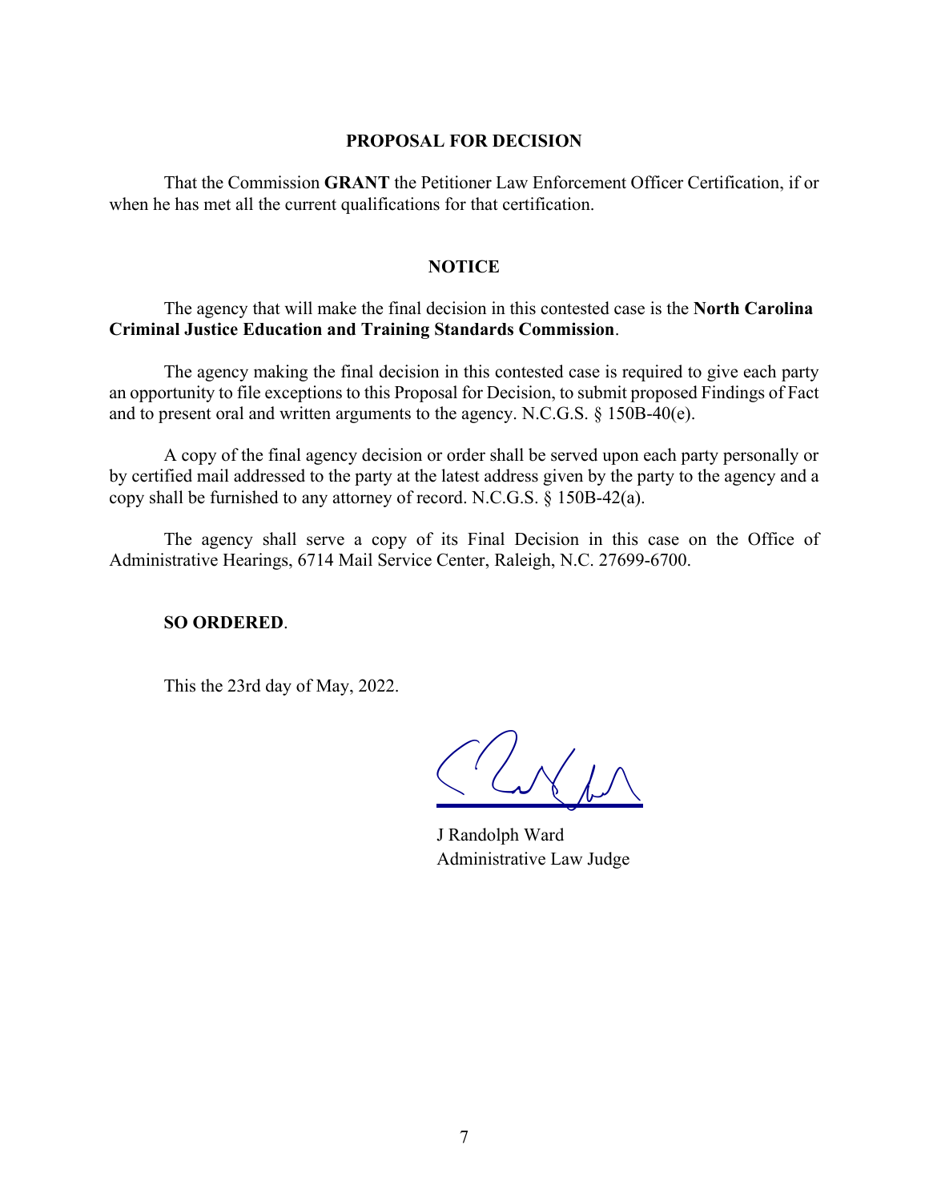## PROPOSAL FOR DECISION

That the Commission **GRANT** the Petitioner Law Enforcement Officer Certification, if or when he has met all the current qualifications for that certification.

## NOTICE

The agency that will make the final decision in this contested case is the **North Carolina Criminal Justice Education and Training Standards Commission**.

The agency making the final decision in this contested case is required to give each party an opportunity to file exceptions to this Proposal for Decision, to submit proposed Findings of Fact and to present oral and written arguments to the agency. N.C.G.S. § 150B-40(e).

A copy of the final agency decision or order shall be served upon each party personally or by certified mail addressed to the party at the latest address given by the party to the agency and a copy shall be furnished to any attorney of record. N.C.G.S. § 150B-42(a).

The agency shall serve a copy of its Final Decision in this case on the Office of Administrative Hearings, 6714 Mail Service Center, Raleigh, N.C. 27699-6700.

**SO ORDERED**.

This the 23rd day of May, 2022.

J Randolph Ward
Administrative Law Judge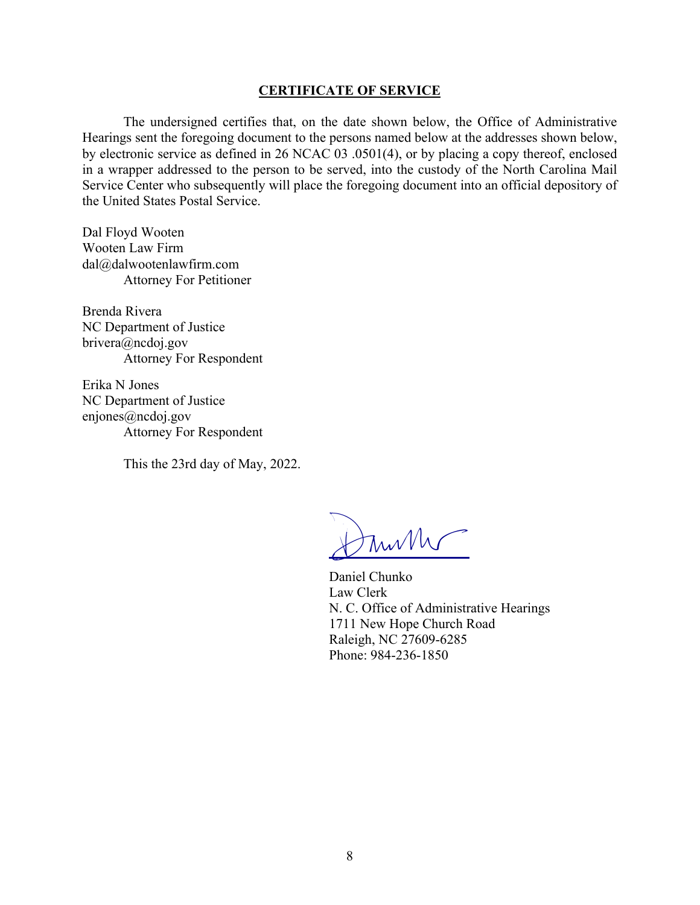**CERTIFICATE OF SERVICE**

The undersigned certifies that, on the date shown below, the Office of Administrative Hearings sent the foregoing document to the persons named below at the addresses shown below, by electronic service as defined in 26 NCAC 03 .0501(4), or by placing a copy thereof, enclosed in a wrapper addressed to the person to be served, into the custody of the North Carolina Mail Service Center who subsequently will place the foregoing document into an official depository of the United States Postal Service.

Dal Floyd Wooten  
Wooten Law Firm  
dal@dalwootenlawfirm.com  
Attorney For Petitioner

Brenda Rivera  
NC Department of Justice  
brivera@ncdoj.gov  
Attorney For Respondent

Erika N Jones  
NC Department of Justice  
enjones@ncdoj.gov  
Attorney For Respondent

This the 23rd day of May, 2022.

Daniel Chunko  
Law Clerk  
N. C. Office of Administrative Hearings  
1711 New Hope Church Road  
Raleigh, NC 27609-6285  
Phone: 984-236-1850